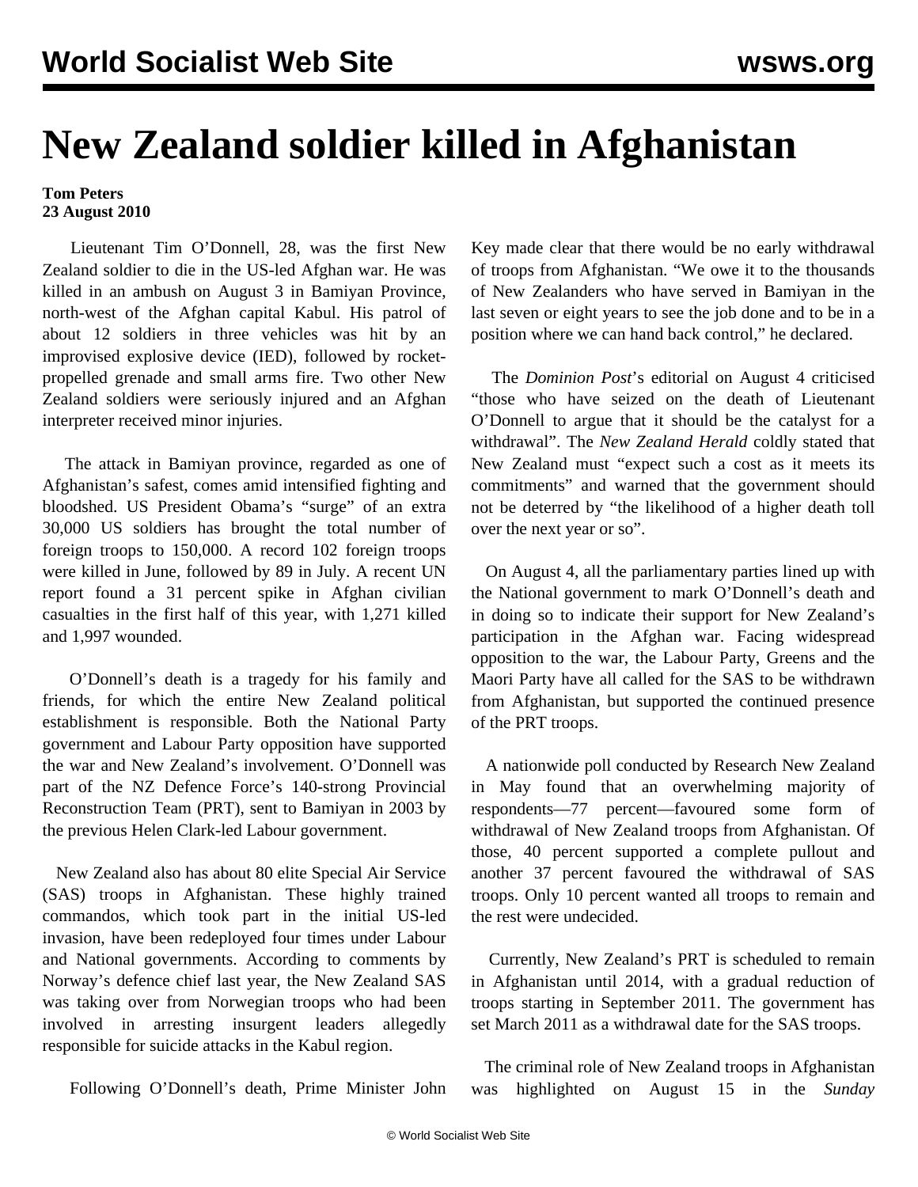# New Zealand soldier killed in Afghanistan

**Tom Peters**
**23 August 2010**

Lieutenant Tim O'Donnell, 28, was the first New Zealand soldier to die in the US-led Afghan war. He was killed in an ambush on August 3 in Bamiyan Province, north-west of the Afghan capital Kabul. His patrol of about 12 soldiers in three vehicles was hit by an improvised explosive device (IED), followed by rocket-propelled grenade and small arms fire. Two other New Zealand soldiers were seriously injured and an Afghan interpreter received minor injuries.

The attack in Bamiyan province, regarded as one of Afghanistan's safest, comes amid intensified fighting and bloodshed. US President Obama's "surge" of an extra 30,000 US soldiers has brought the total number of foreign troops to 150,000. A record 102 foreign troops were killed in June, followed by 89 in July. A recent UN report found a 31 percent spike in Afghan civilian casualties in the first half of this year, with 1,271 killed and 1,997 wounded.

O'Donnell's death is a tragedy for his family and friends, for which the entire New Zealand political establishment is responsible. Both the National Party government and Labour Party opposition have supported the war and New Zealand's involvement. O'Donnell was part of the NZ Defence Force's 140-strong Provincial Reconstruction Team (PRT), sent to Bamiyan in 2003 by the previous Helen Clark-led Labour government.

New Zealand also has about 80 elite Special Air Service (SAS) troops in Afghanistan. These highly trained commandos, which took part in the initial US-led invasion, have been redeployed four times under Labour and National governments. According to comments by Norway's defence chief last year, the New Zealand SAS was taking over from Norwegian troops who had been involved in arresting insurgent leaders allegedly responsible for suicide attacks in the Kabul region.

Following O'Donnell's death, Prime Minister John Key made clear that there would be no early withdrawal of troops from Afghanistan. "We owe it to the thousands of New Zealanders who have served in Bamiyan in the last seven or eight years to see the job done and to be in a position where we can hand back control," he declared.

The *Dominion Post*'s editorial on August 4 criticised "those who have seized on the death of Lieutenant O'Donnell to argue that it should be the catalyst for a withdrawal". The *New Zealand Herald* coldly stated that New Zealand must "expect such a cost as it meets its commitments" and warned that the government should not be deterred by "the likelihood of a higher death toll over the next year or so".

On August 4, all the parliamentary parties lined up with the National government to mark O'Donnell's death and in doing so to indicate their support for New Zealand's participation in the Afghan war. Facing widespread opposition to the war, the Labour Party, Greens and the Maori Party have all called for the SAS to be withdrawn from Afghanistan, but supported the continued presence of the PRT troops.

A nationwide poll conducted by Research New Zealand in May found that an overwhelming majority of respondents—77 percent—favoured some form of withdrawal of New Zealand troops from Afghanistan. Of those, 40 percent supported a complete pullout and another 37 percent favoured the withdrawal of SAS troops. Only 10 percent wanted all troops to remain and the rest were undecided.

Currently, New Zealand's PRT is scheduled to remain in Afghanistan until 2014, with a gradual reduction of troops starting in September 2011. The government has set March 2011 as a withdrawal date for the SAS troops.

The criminal role of New Zealand troops in Afghanistan was highlighted on August 15 in the *Sunday*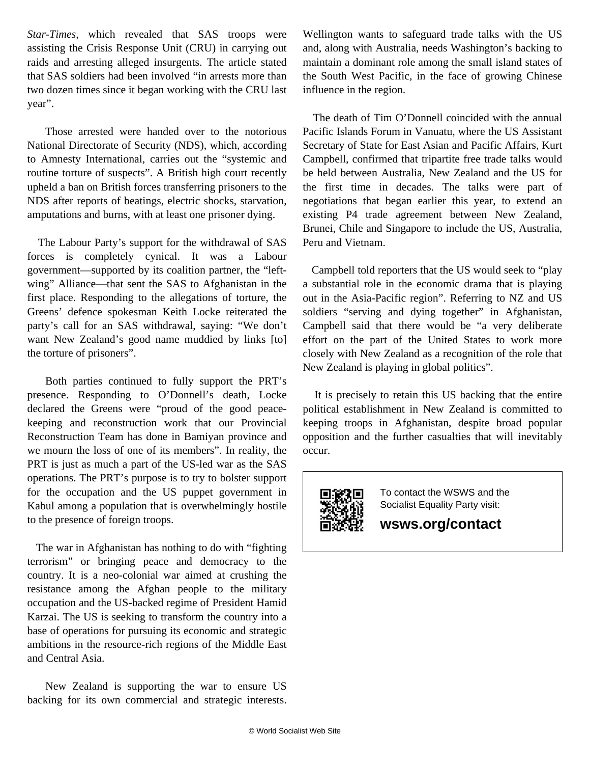*Star-Times,* which revealed that SAS troops were assisting the Crisis Response Unit (CRU) in carrying out raids and arresting alleged insurgents. The article stated that SAS soldiers had been involved "in arrests more than two dozen times since it began working with the CRU last year".

Those arrested were handed over to the notorious National Directorate of Security (NDS), which, according to Amnesty International, carries out the "systemic and routine torture of suspects". A British high court recently upheld a ban on British forces transferring prisoners to the NDS after reports of beatings, electric shocks, starvation, amputations and burns, with at least one prisoner dying.

The Labour Party's support for the withdrawal of SAS forces is completely cynical. It was a Labour government—supported by its coalition partner, the "left-wing" Alliance—that sent the SAS to Afghanistan in the first place. Responding to the allegations of torture, the Greens' defence spokesman Keith Locke reiterated the party's call for an SAS withdrawal, saying: "We don't want New Zealand's good name muddied by links [to] the torture of prisoners".

Both parties continued to fully support the PRT's presence. Responding to O'Donnell's death, Locke declared the Greens were "proud of the good peace-keeping and reconstruction work that our Provincial Reconstruction Team has done in Bamiyan province and we mourn the loss of one of its members". In reality, the PRT is just as much a part of the US-led war as the SAS operations. The PRT's purpose is to try to bolster support for the occupation and the US puppet government in Kabul among a population that is overwhelmingly hostile to the presence of foreign troops.

The war in Afghanistan has nothing to do with "fighting terrorism" or bringing peace and democracy to the country. It is a neo-colonial war aimed at crushing the resistance among the Afghan people to the military occupation and the US-backed regime of President Hamid Karzai. The US is seeking to transform the country into a base of operations for pursuing its economic and strategic ambitions in the resource-rich regions of the Middle East and Central Asia.

New Zealand is supporting the war to ensure US backing for its own commercial and strategic interests. Wellington wants to safeguard trade talks with the US and, along with Australia, needs Washington's backing to maintain a dominant role among the small island states of the South West Pacific, in the face of growing Chinese influence in the region.

The death of Tim O'Donnell coincided with the annual Pacific Islands Forum in Vanuatu, where the US Assistant Secretary of State for East Asian and Pacific Affairs, Kurt Campbell, confirmed that tripartite free trade talks would be held between Australia, New Zealand and the US for the first time in decades. The talks were part of negotiations that began earlier this year, to extend an existing P4 trade agreement between New Zealand, Brunei, Chile and Singapore to include the US, Australia, Peru and Vietnam.

Campbell told reporters that the US would seek to "play a substantial role in the economic drama that is playing out in the Asia-Pacific region". Referring to NZ and US soldiers "serving and dying together" in Afghanistan, Campbell said that there would be "a very deliberate effort on the part of the United States to work more closely with New Zealand as a recognition of the role that New Zealand is playing in global politics".

It is precisely to retain this US backing that the entire political establishment in New Zealand is committed to keeping troops in Afghanistan, despite broad popular opposition and the further casualties that will inevitably occur.

To contact the WSWS and the Socialist Equality Party visit:

**wsws.org/contact**